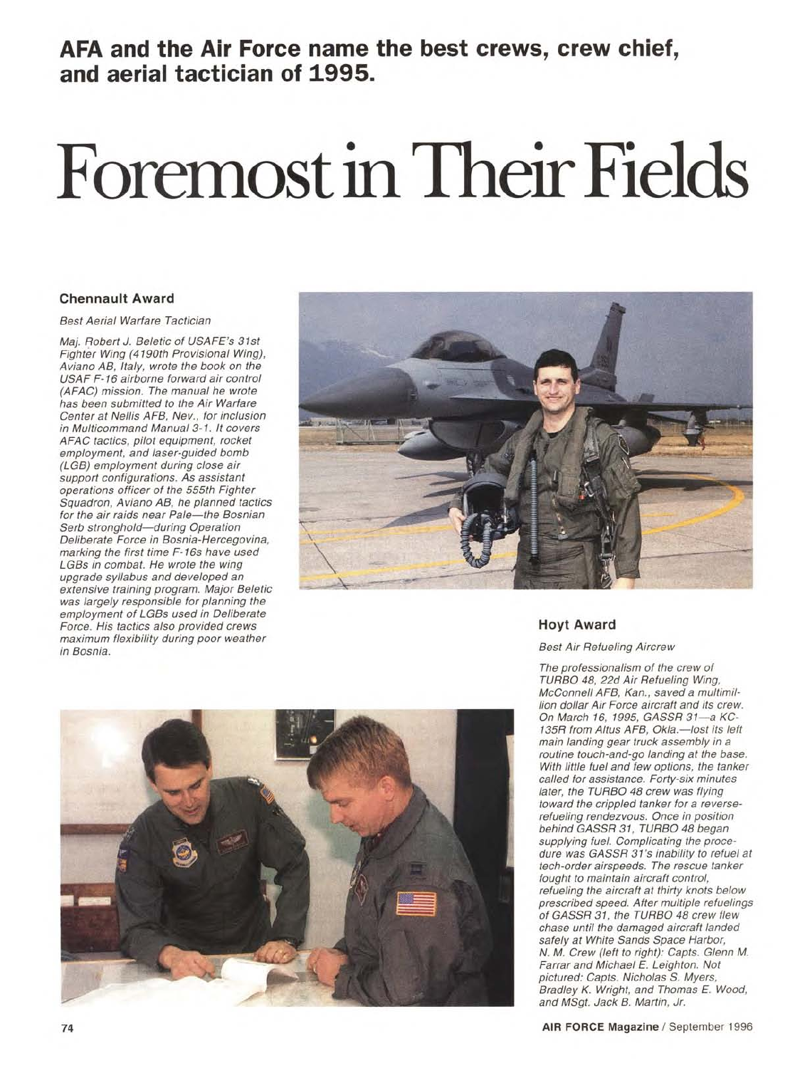**AFA and the Air Force name the best crews, crew chief, and aerial tactician of 1995.**

# Foremost in Their Fields

### Chennault Award

*Best Aerial Warfare Tactician*

*Maj. Robert J. Beletic of USAFE's 31st Fighter Wing (4190th Provisional Wing), Aviano AB, Italy, wrote the book on the USAF F-16 airborne forward air control (AFAC) mission. The manual he wrote has been submitted to the Air Warfare Center at Nellis AFB, Nev., for inclusion in Multicommand Manual 3-1. It covers AFAC tactics, pilot equipment, rocket employment, and laser-guided bomb (LGB) employment during close air support configurations. As assistant operations officer of the 555th Fighter Squadron, Aviano AB, he planned tactics for the air raids near Pale—the Bosnian Serb stronghold—during Operation Deliberate Force in Bosnia-Hercegovina, marking the first time F-16s have used LGBs in combat. He wrote the wing upgrade syllabus and developed an extensive training program. Major Beletic was largely responsible for planning the employment of LGBs used in Deliberate Force. His tactics also provided crews maximum flexibility during poor weather in Bosnia.*

### Hoyt Award

*Best Air Refueling Aircrew*

*The professionalism of the crew of TURBO 48, 22d Air Refueling Wing, McConnell AFB, Kan., saved a multimillion dollar Air Force aircraft and its crew. On March 16, 1995, GASSR 31—a KC-135R from Altus AFB, Okla.—lost its left main landing gear truck assembly in a routine touch-and-go landing at the base. With little fuel and few options, the tanker called for assistance. Forty-six minutes later, the TURBO 48 crew was flying toward the crippled tanker for a reverse-refueling rendezvous. Once in position behind GASSR 31, TURBO 48 began supplying fuel. Complicating the procedure was GASSR 31's inability to refuel at tech-order airspeeds. The rescue tanker fought to maintain aircraft control, refueling the aircraft at thirty knots below prescribed speed. After multiple refuelings of GASSR 31, the TURBO 48 crew flew chase until the damaged aircraft landed safely at White Sands Space Harbor, N. M. Crew (left to right): Capts. Glenn M. Farrar and Michael E. Leighton. Not pictured: Capts. Nicholas S. Myers, Bradley K. Wright, and Thomas E. Wood, and MSgt. Jack B. Martin, Jr.*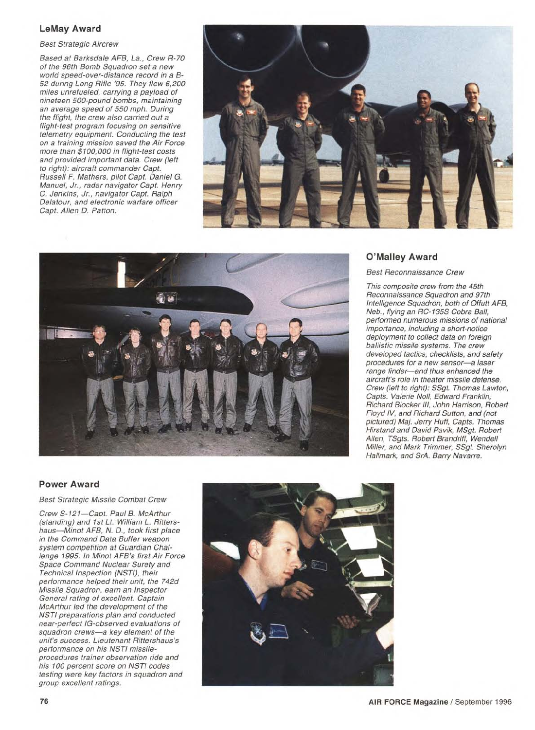## LeMay Award

*Best Strategic Aircrew*

*Based at Barksdale AFB, La., Crew R-70 of the 96th Bomb Squadron set a new world speed-over-distance record in a B-52 during Long Rifle '95. They flew 6,200 miles unrefueled, carrying a payload of nineteen 500-pound bombs, maintaining an average speed of 550 mph. During the flight, the crew also carried out a flight-test program focusing on sensitive telemetry equipment. Conducting the test on a training mission saved the Air Force more than $100,000 in flight-test costs and provided important data. Crew (left to right): aircraft commander Capt. Russell F. Mathers, pilot Capt. Daniel G. Manuel, Jr., radar navigator Capt. Henry C. Jenkins, Jr., navigator Capt. Ralph Delatour, and electronic warfare officer Capt. Allen D. Patton.*

## O'Malley Award

*Best Reconnaissance Crew*

*This composite crew from the 45th Reconnaissance Squadron and 97th Intelligence Squadron, both of Offutt AFB, Neb., flying an RC-135S Cobra Ball, performed numerous missions of national importance, including a short-notice deployment to collect data on foreign ballistic missile systems. The crew developed tactics, checklists, and safety procedures for a new sensor—a laser range finder—and thus enhanced the aircraft's role in theater missile defense. Crew (left to right): SSgt. Thomas Lawton, Capts. Valerie Noll, Edward Franklin, Richard Blocker III, John Harrison, Robert Floyd IV, and Richard Sutton, and (not pictured) Maj. Jerry Huff, Capts. Thomas Hirstand and David Pavik, MSgt. Robert Allen, TSgts. Robert Brandriff, Wendell Miller, and Mark Trimmer, SSgt. Sherolyn Hallmark, and SrA. Barry Navarre.*

## Power Award

*Best Strategic Missile Combat Crew*

*Crew S-121—Capt. Paul B. McArthur (standing) and 1st Lt. William L. Rittershaus—Minot AFB, N. D., took first place in the Command Data Buffer weapon system competition at Guardian Challenge 1995. In Minot AFB's first Air Force Space Command Nuclear Surety and Technical Inspection (NSTI), their performance helped their unit, the 742d Missile Squadron, earn an Inspector General rating of excellent. Captain McArthur led the development of the NSTI preparations plan and conducted near-perfect IG-observed evaluations of squadron crews—a key element of the unit's success. Lieutenant Rittershaus's performance on his NSTI missile-procedures trainer observation ride and his 100 percent score on NSTI codes testing were key factors in squadron and group excellent ratings.*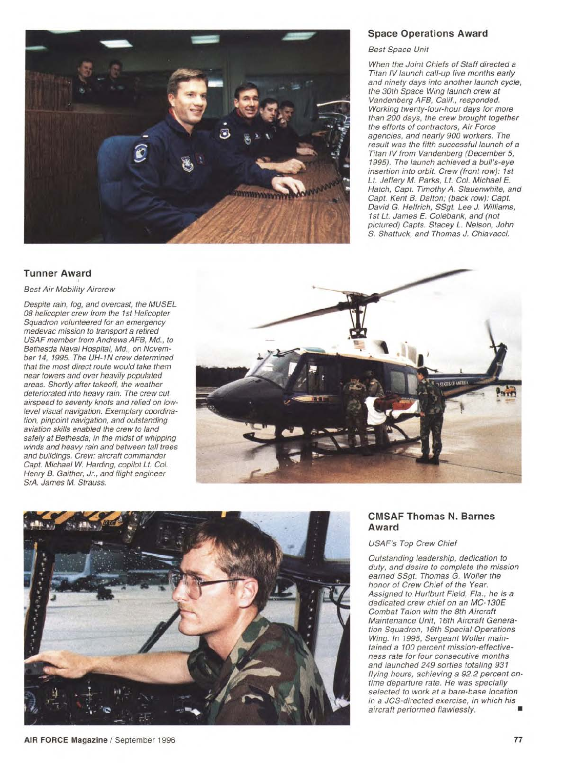## Space Operations Award

*Best Space Unit*

*When the Joint Chiefs of Staff directed a Titan IV launch call-up five months early and ninety days into another launch cycle, the 30th Space Wing launch crew at Vandenberg AFB, Calif., responded. Working twenty-four-hour days for more than 200 days, the crew brought together the efforts of contractors, Air Force agencies, and nearly 900 workers. The result was the fifth successful launch of a Titan IV from Vandenberg (December 5, 1995). The launch achieved a bull's-eye insertion into orbit. Crew (front row): 1st Lt. Jeffery M. Parks, Lt. Col. Michael E. Hatch, Capt. Timothy A. Slauenwhite, and Capt. Kent B. Dalton; (back row): Capt. David G. Helfrich, SSgt. Lee J. Williams, 1st Lt. James E. Colebank, and (not pictured) Capts. Stacey L. Nelson, John S. Shattuck, and Thomas J. Chiavacci.*

## Tunner Award

*Best Air Mobility Aircrew*

*Despite rain, fog, and overcast, the MUSEL 08 helicopter crew from the 1st Helicopter Squadron volunteered for an emergency medevac mission to transport a retired USAF member from Andrews AFB, Md., to Bethesda Naval Hospital, Md., on November 14, 1995. The UH-1N crew determined that the most direct route would take them near towers and over heavily populated areas. Shortly after takeoff, the weather deteriorated into heavy rain. The crew cut airspeed to seventy knots and relied on low-level visual navigation. Exemplary coordination, pinpoint navigation, and outstanding aviation skills enabled the crew to land safely at Bethesda, in the midst of whipping winds and heavy rain and between tall trees and buildings. Crew: aircraft commander Capt. Michael W. Harding, copilot Lt. Col. Henry B. Gaither, Jr., and flight engineer SrA. James M. Strauss.*

## CMSAF Thomas N. Barnes Award

*USAF's Top Crew Chief*

*Outstanding leadership, dedication to duty, and desire to complete the mission earned SSgt. Thomas G. Woller the honor of Crew Chief of the Year. Assigned to Hurlburt Field, Fla., he is a dedicated crew chief on an MC-130E Combat Talon with the 8th Aircraft Maintenance Unit, 16th Aircraft Generation Squadron, 16th Special Operations Wing. In 1995, Sergeant Woller maintained a 100 percent mission-effectiveness rate for four consecutive months and launched 249 sorties totaling 931 flying hours, achieving a 92.2 percent on-time departure rate. He was specially selected to work at a bare-base location in a JCS-directed exercise, in which his aircraft performed flawlessly.* ■